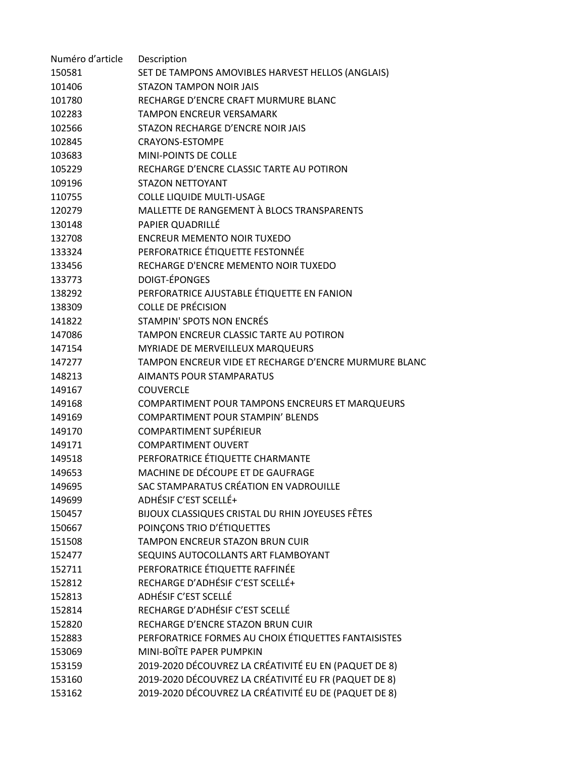| Numéro d’article | Description |
| --- | --- |
| 150581 | SET DE TAMPONS AMOVIBLES HARVEST HELLOS (ANGLAIS) |
| 101406 | STAZON TAMPON NOIR JAIS |
| 101780 | RECHARGE D’ENCRE CRAFT MURMURE BLANC |
| 102283 | TAMPON ENCREUR VERSAMARK |
| 102566 | STAZON RECHARGE D’ENCRE NOIR JAIS |
| 102845 | CRAYONS-ESTOMPE |
| 103683 | MINI-POINTS DE COLLE |
| 105229 | RECHARGE D’ENCRE CLASSIC TARTE AU POTIRON |
| 109196 | STAZON NETTOYANT |
| 110755 | COLLE LIQUIDE MULTI-USAGE |
| 120279 | MALLETTE DE RANGEMENT À BLOCS TRANSPARENTS |
| 130148 | PAPIER QUADRILLÉ |
| 132708 | ENCREUR MEMENTO NOIR TUXEDO |
| 133324 | PERFORATRICE ÉTIQUETTE FESTONNÉE |
| 133456 | RECHARGE D'ENCRE MEMENTO NOIR TUXEDO |
| 133773 | DOIGT-ÉPONGES |
| 138292 | PERFORATRICE AJUSTABLE ÉTIQUETTE EN FANION |
| 138309 | COLLE DE PRÉCISION |
| 141822 | STAMPIN' SPOTS NON ENCRÉS |
| 147086 | TAMPON ENCREUR CLASSIC TARTE AU POTIRON |
| 147154 | MYRIADE DE MERVEILLEUX MARQUEURS |
| 147277 | TAMPON ENCREUR VIDE ET RECHARGE D’ENCRE MURMURE BLANC |
| 148213 | AIMANTS POUR STAMPARATUS |
| 149167 | COUVERCLE |
| 149168 | COMPARTIMENT POUR TAMPONS ENCREURS ET MARQUEURS |
| 149169 | COMPARTIMENT POUR STAMPIN’ BLENDS |
| 149170 | COMPARTIMENT SUPÉRIEUR |
| 149171 | COMPARTIMENT OUVERT |
| 149518 | PERFORATRICE ÉTIQUETTE CHARMANTE |
| 149653 | MACHINE DE DÉCOUPE ET DE GAUFRAGE |
| 149695 | SAC STAMPARATUS CRÉATION EN VADROUILLE |
| 149699 | ADHÉSIF C’EST SCELLÉ+ |
| 150457 | BIJOUX CLASSIQUES CRISTAL DU RHIN JOYEUSES FÊTES |
| 150667 | POINÇONS TRIO D’ÉTIQUETTES |
| 151508 | TAMPON ENCREUR STAZON BRUN CUIR |
| 152477 | SEQUINS AUTOCOLLANTS ART FLAMBOYANT |
| 152711 | PERFORATRICE ÉTIQUETTE RAFFINÉE |
| 152812 | RECHARGE D’ADHÉSIF C’EST SCELLÉ+ |
| 152813 | ADHÉSIF C’EST SCELLÉ |
| 152814 | RECHARGE D’ADHÉSIF C’EST SCELLÉ |
| 152820 | RECHARGE D’ENCRE STAZON BRUN CUIR |
| 152883 | PERFORATRICE FORMES AU CHOIX ÉTIQUETTES FANTAISISTES |
| 153069 | MINI-BOÎTE PAPER PUMPKIN |
| 153159 | 2019-2020 DÉCOUVREZ LA CRÉATIVITÉ EU EN (PAQUET DE 8) |
| 153160 | 2019-2020 DÉCOUVREZ LA CRÉATIVITÉ EU FR (PAQUET DE 8) |
| 153162 | 2019-2020 DÉCOUVREZ LA CRÉATIVITÉ EU DE (PAQUET DE 8) |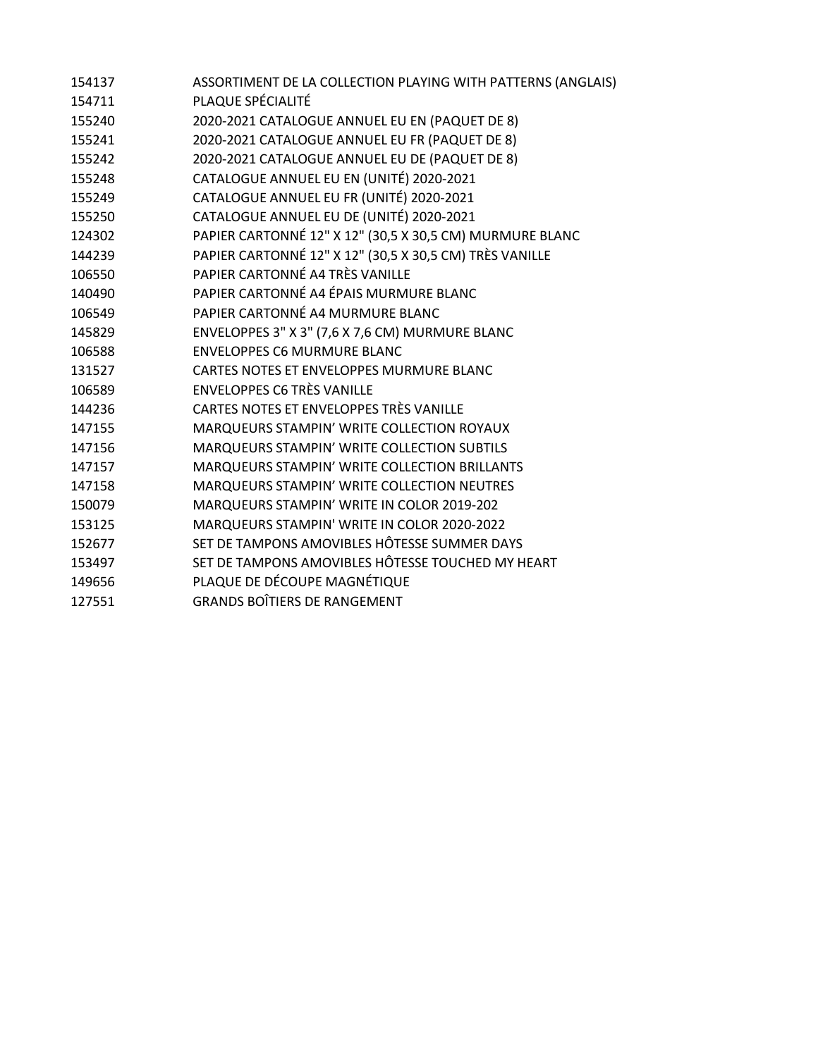| | |
|---|---|
| 154137 | ASSORTIMENT DE LA COLLECTION PLAYING WITH PATTERNS (ANGLAIS) |
| 154711 | PLAQUE SPÉCIALITÉ |
| 155240 | 2020-2021 CATALOGUE ANNUEL EU EN (PAQUET DE 8) |
| 155241 | 2020-2021 CATALOGUE ANNUEL EU FR (PAQUET DE 8) |
| 155242 | 2020-2021 CATALOGUE ANNUEL EU DE (PAQUET DE 8) |
| 155248 | CATALOGUE ANNUEL EU EN (UNITÉ) 2020-2021 |
| 155249 | CATALOGUE ANNUEL EU FR (UNITÉ) 2020-2021 |
| 155250 | CATALOGUE ANNUEL EU DE (UNITÉ) 2020-2021 |
| 124302 | PAPIER CARTONNÉ 12" X 12" (30,5 X 30,5 CM) MURMURE BLANC |
| 144239 | PAPIER CARTONNÉ 12" X 12" (30,5 X 30,5 CM) TRÈS VANILLE |
| 106550 | PAPIER CARTONNÉ A4 TRÈS VANILLE |
| 140490 | PAPIER CARTONNÉ A4 ÉPAIS MURMURE BLANC |
| 106549 | PAPIER CARTONNÉ A4 MURMURE BLANC |
| 145829 | ENVELOPPES 3" X 3" (7,6 X 7,6 CM) MURMURE BLANC |
| 106588 | ENVELOPPES C6 MURMURE BLANC |
| 131527 | CARTES NOTES ET ENVELOPPES MURMURE BLANC |
| 106589 | ENVELOPPES C6 TRÈS VANILLE |
| 144236 | CARTES NOTES ET ENVELOPPES TRÈS VANILLE |
| 147155 | MARQUEURS STAMPIN' WRITE COLLECTION ROYAUX |
| 147156 | MARQUEURS STAMPIN' WRITE COLLECTION SUBTILS |
| 147157 | MARQUEURS STAMPIN' WRITE COLLECTION BRILLANTS |
| 147158 | MARQUEURS STAMPIN' WRITE COLLECTION NEUTRES |
| 150079 | MARQUEURS STAMPIN' WRITE IN COLOR 2019-202 |
| 153125 | MARQUEURS STAMPIN' WRITE IN COLOR 2020-2022 |
| 152677 | SET DE TAMPONS AMOVIBLES HÔTESSE SUMMER DAYS |
| 153497 | SET DE TAMPONS AMOVIBLES HÔTESSE TOUCHED MY HEART |
| 149656 | PLAQUE DE DÉCOUPE MAGNÉTIQUE |
| 127551 | GRANDS BOÎTIERS DE RANGEMENT |